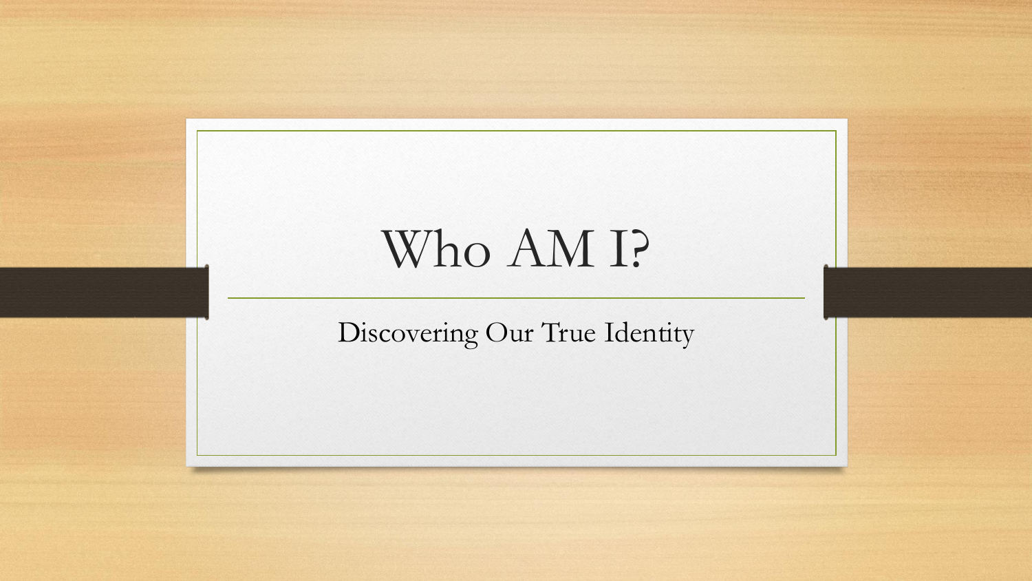# Who AM I?

## Discovering Our True Identity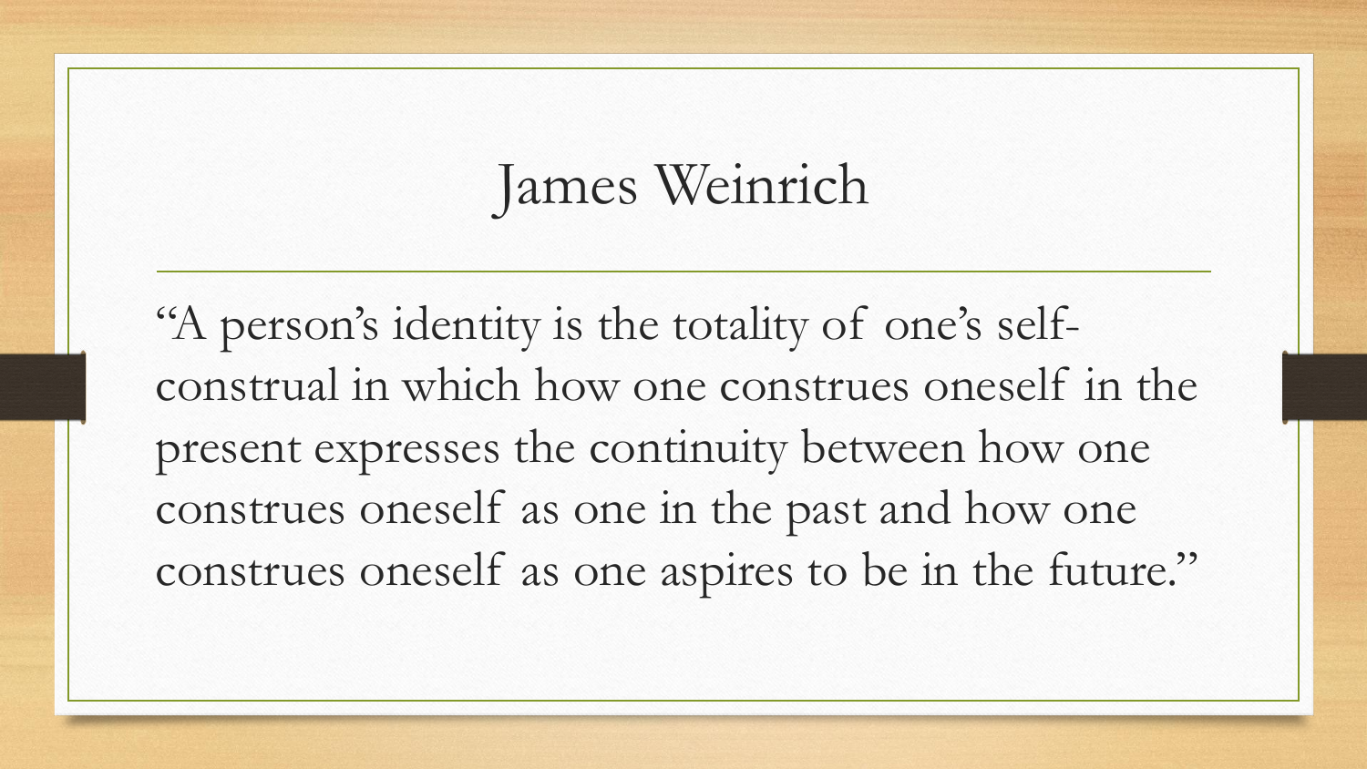# James Weinrich

"A person's identity is the totality of one's self-construal in which how one construes oneself in the present expresses the continuity between how one construes oneself as one in the past and how one construes oneself as one aspires to be in the future."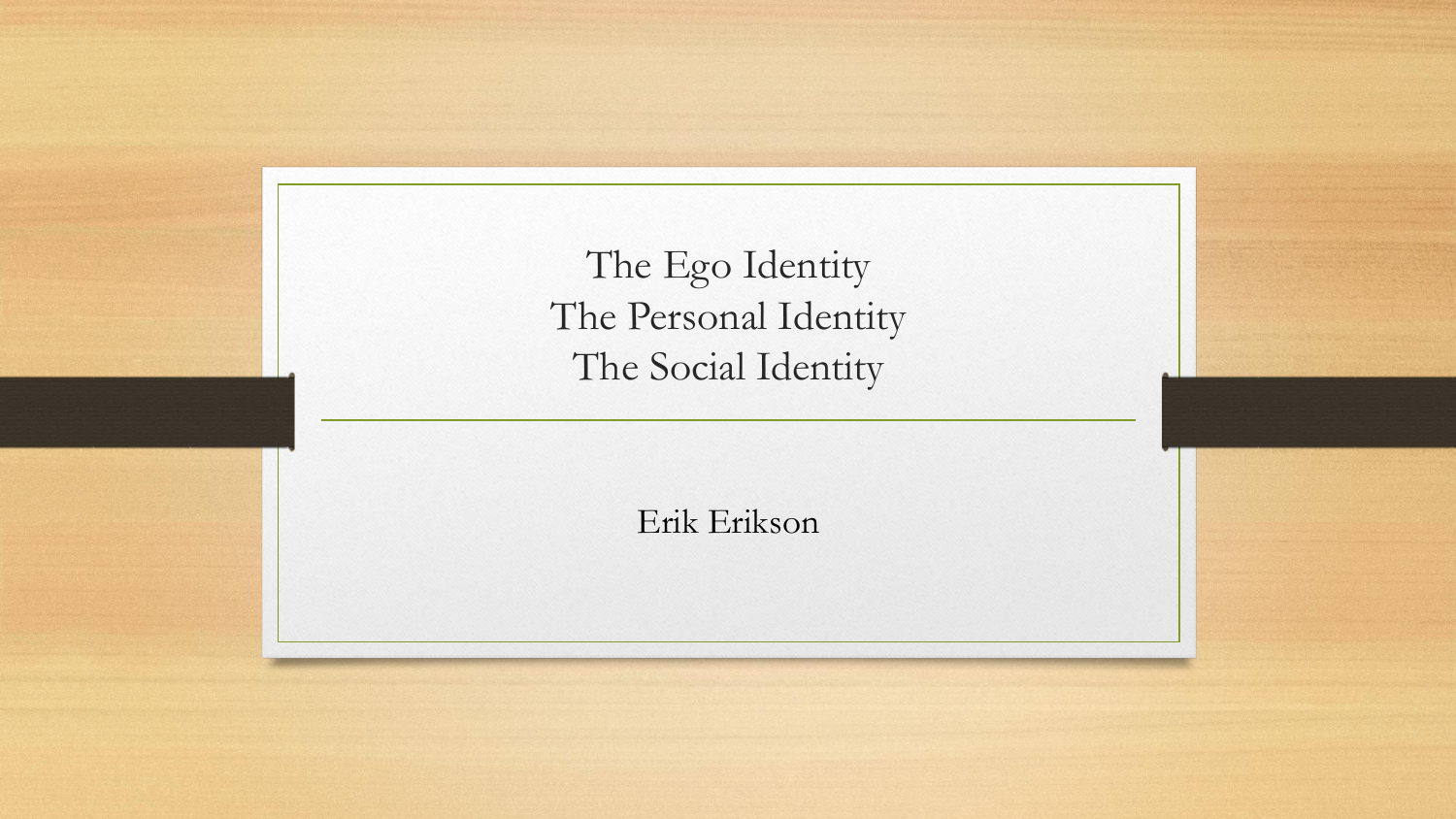# The Ego Identity
# The Personal Identity
# The Social Identity

Erik Erikson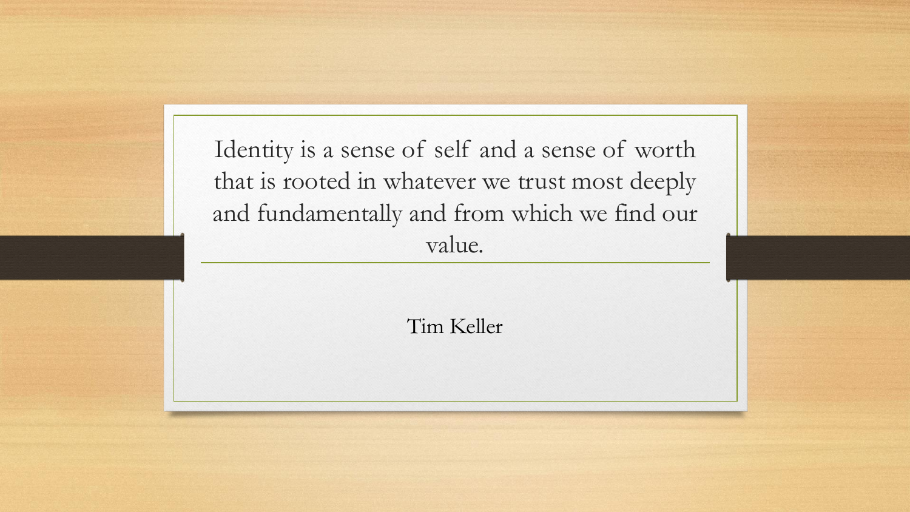Identity is a sense of self and a sense of worth that is rooted in whatever we trust most deeply and fundamentally and from which we find our value.

Tim Keller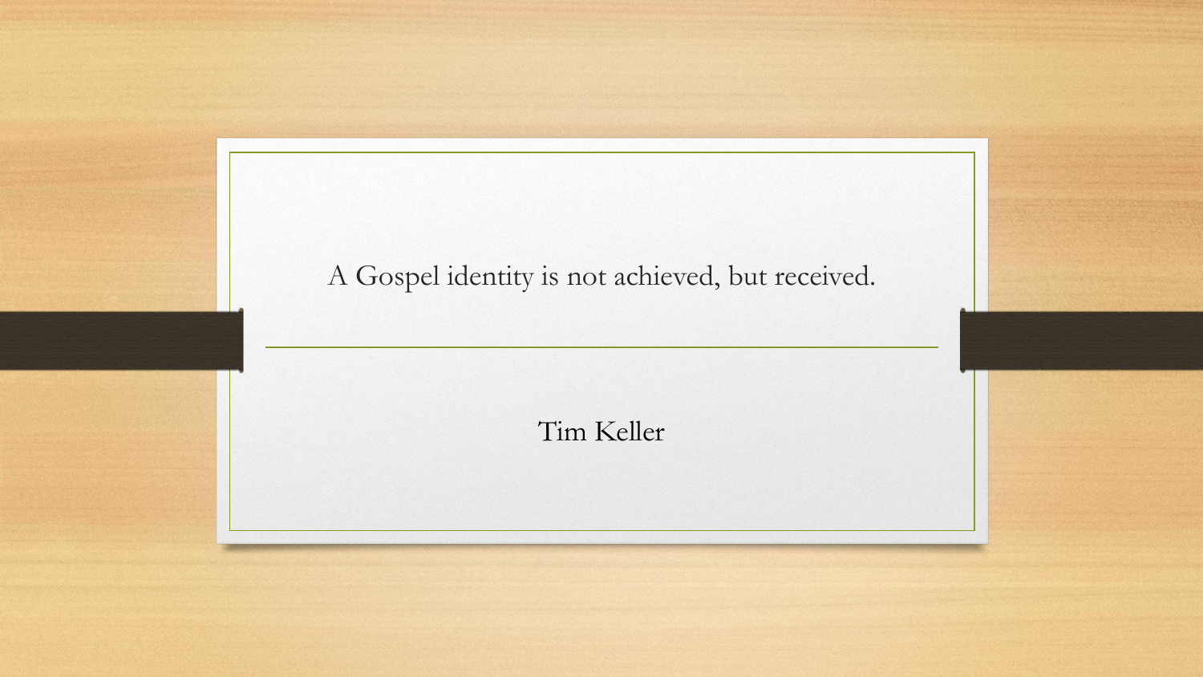A Gospel identity is not achieved, but received.

---

Tim Keller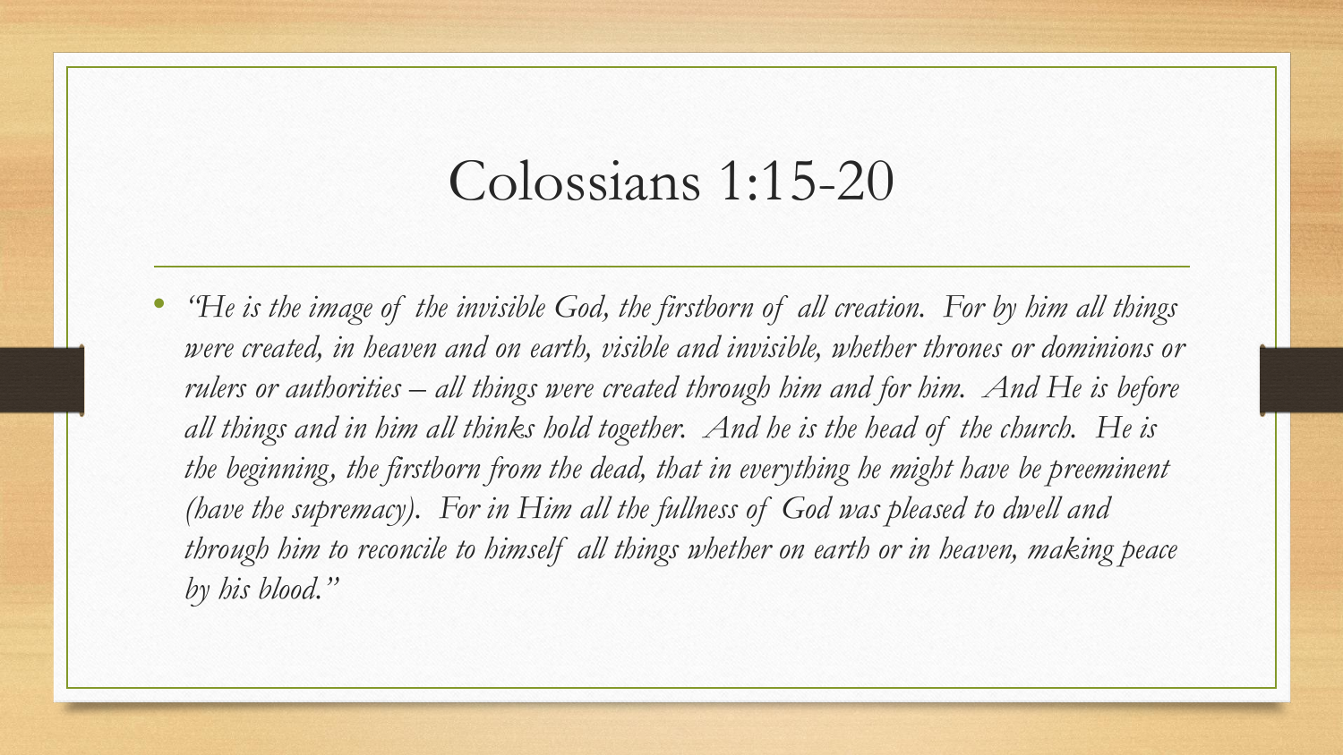# Colossians 1:15-20

- *"He is the image of the invisible God, the firstborn of all creation. For by him all things were created, in heaven and on earth, visible and invisible, whether thrones or dominions or rulers or authorities – all things were created through him and for him. And He is before all things and in him all thinks hold together. And he is the head of the church. He is the beginning, the firstborn from the dead, that in everything he might have be preeminent (have the supremacy). For in Him all the fullness of God was pleased to dwell and through him to reconcile to himself all things whether on earth or in heaven, making peace by his blood."*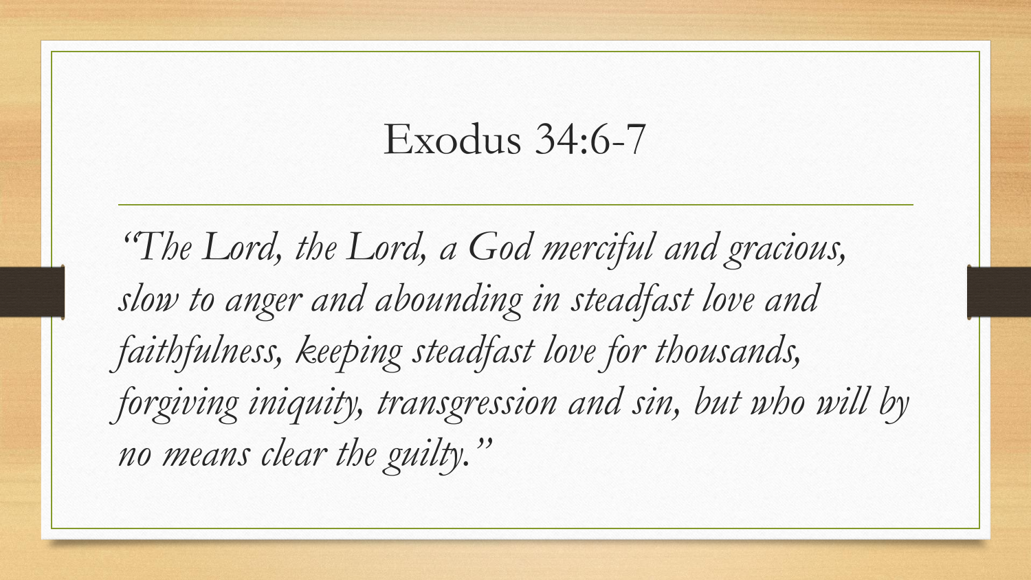# Exodus 34:6-7

*"The Lord, the Lord, a God merciful and gracious, slow to anger and abounding in steadfast love and faithfulness, keeping steadfast love for thousands, forgiving iniquity, transgression and sin, but who will by no means clear the guilty."*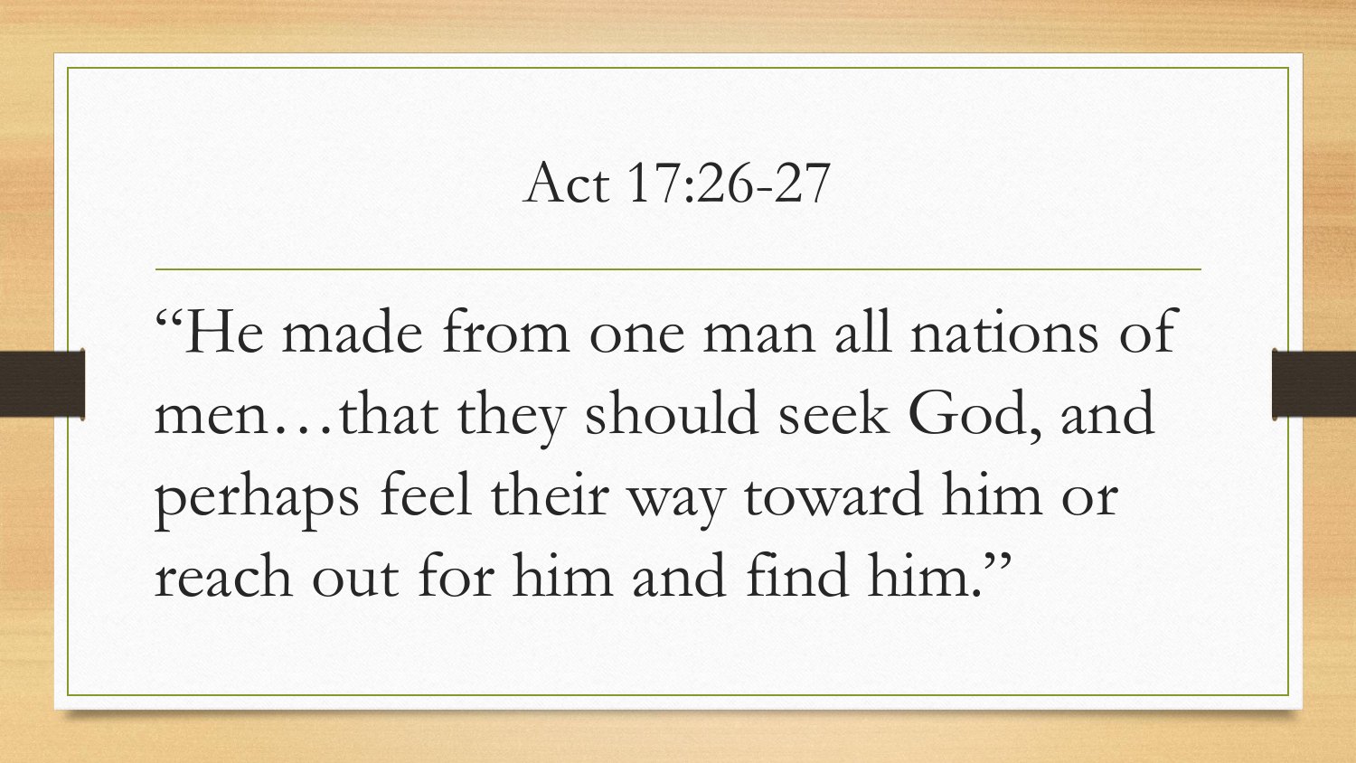# Act 17:26-27

"He made from one man all nations of men…that they should seek God, and perhaps feel their way toward him or reach out for him and find him."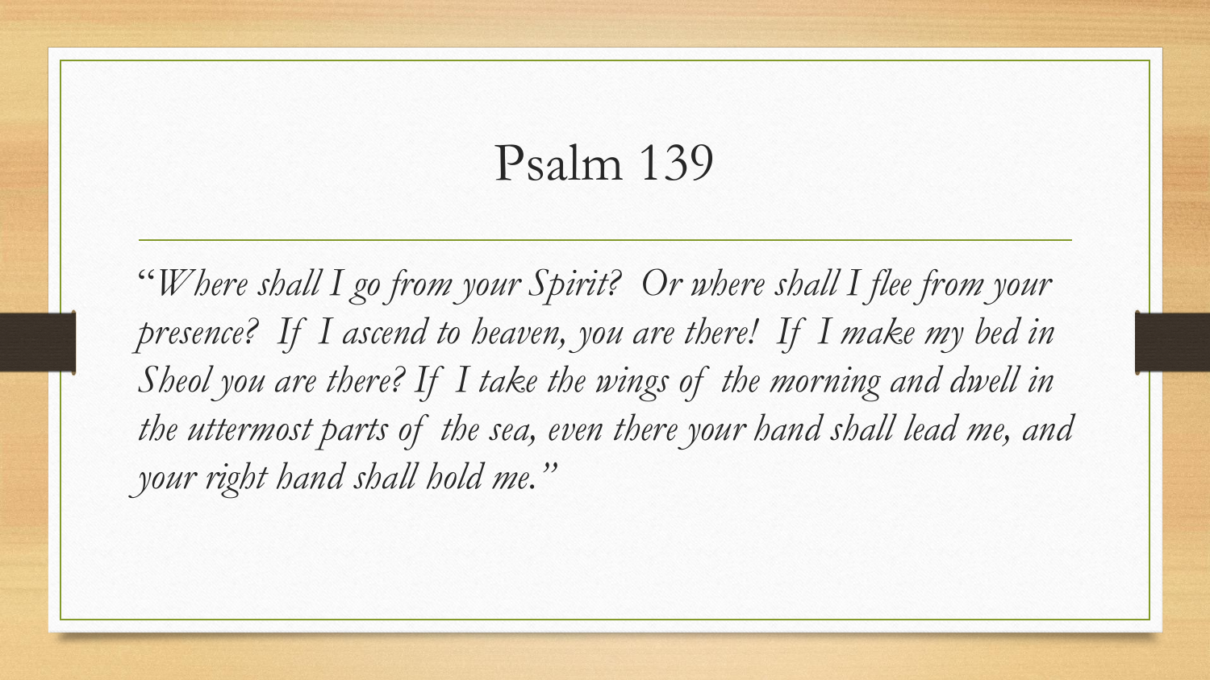# Psalm 139

*"Where shall I go from your Spirit? Or where shall I flee from your presence? If I ascend to heaven, you are there! If I make my bed in Sheol you are there? If I take the wings of the morning and dwell in the uttermost parts of the sea, even there your hand shall lead me, and your right hand shall hold me."*